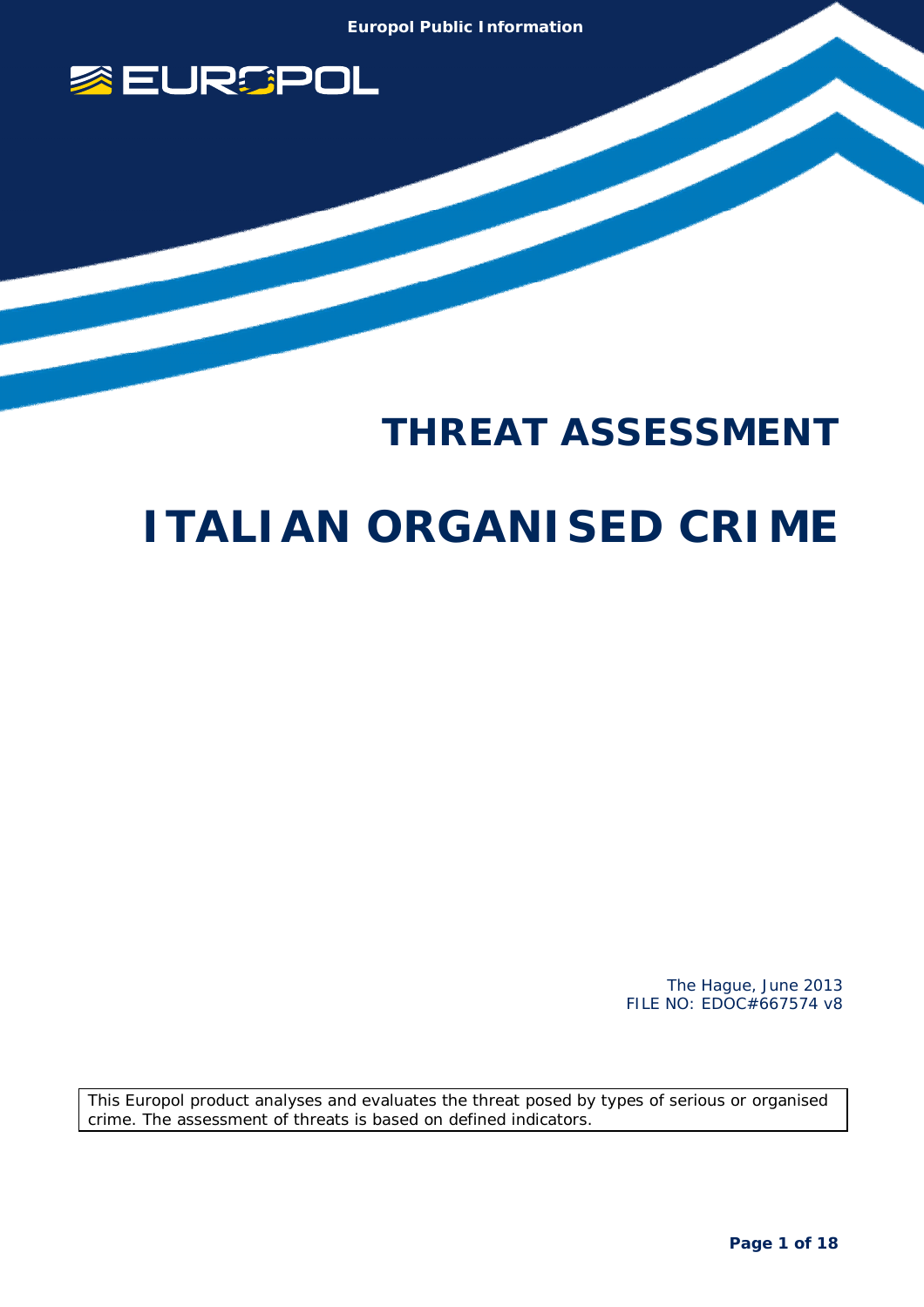Europol Public Information

# THREAT ASSESSMENT

# ITALIAN ORGANISED CRIME

The Hague, June 2013
FILE NO: EDOC#667574 v8

This Europol product analyses and evaluates the threat posed by types of serious or organised crime. The assessment of threats is based on defined indicators.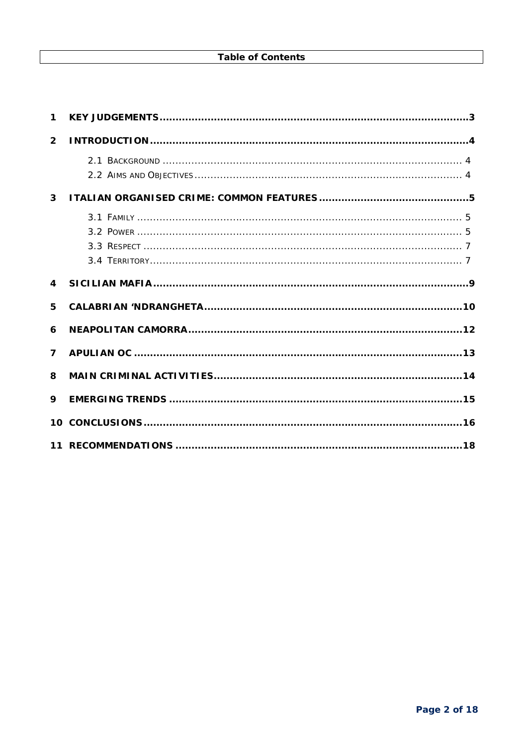# Table of Contents

1 KEY JUDGEMENTS ........................................................................................3

2 INTRODUCTION ..........................................................................................4

- 2.1 Background ........................................................................................ 4
- 2.2 Aims and Objectives ........................................................................... 4

3 ITALIAN ORGANISED CRIME: COMMON FEATURES .........................................5

- 3.1 Family ................................................................................................ 5
- 3.2 Power ................................................................................................ 5
- 3.3 Respect .............................................................................................. 7
- 3.4 Territory ............................................................................................. 7

4 SICILIAN MAFIA ...........................................................................................9

5 CALABRIAN 'NDRANGHETA ...........................................................................10

6 NEAPOLITAN CAMORRA ................................................................................12

7 APULIAN OC ................................................................................................13

8 MAIN CRIMINAL ACTIVITIES .........................................................................14

9 EMERGING TRENDS ......................................................................................15

10 CONCLUSIONS .............................................................................................16

11 RECOMMENDATIONS ...................................................................................18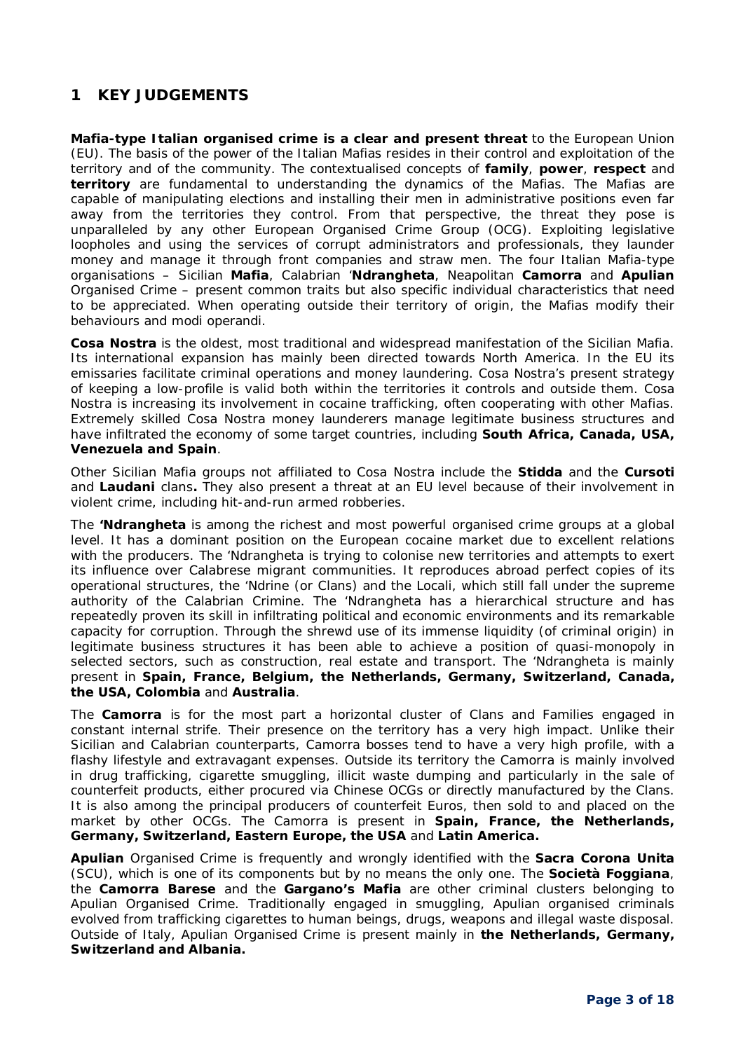# 1 KEY JUDGEMENTS

**Mafia-type Italian organised crime is a clear and present threat** to the European Union (EU). The basis of the power of the Italian Mafias resides in their control and exploitation of the territory and of the community. The contextualised concepts of **family**, **power**, **respect** and **territory** are fundamental to understanding the dynamics of the Mafias. The Mafias are capable of manipulating elections and installing their men in administrative positions even far away from the territories they control. From that perspective, the threat they pose is unparalleled by any other European Organised Crime Group (OCG). Exploiting legislative loopholes and using the services of corrupt administrators and professionals, they launder money and manage it through front companies and straw men. The four Italian Mafia-type organisations – Sicilian **Mafia**, Calabrian '**Ndrangheta**, Neapolitan **Camorra** and **Apulian** Organised Crime – present common traits but also specific individual characteristics that need to be appreciated. When operating outside their territory of origin, the Mafias modify their behaviours and modi operandi.

**Cosa Nostra** is the oldest, most traditional and widespread manifestation of the Sicilian Mafia. Its international expansion has mainly been directed towards North America. In the EU its emissaries facilitate criminal operations and money laundering. Cosa Nostra's present strategy of keeping a low-profile is valid both within the territories it controls and outside them. Cosa Nostra is increasing its involvement in cocaine trafficking, often cooperating with other Mafias. Extremely skilled Cosa Nostra money launderers manage legitimate business structures and have infiltrated the economy of some target countries, including **South Africa, Canada, USA, Venezuela and Spain**.

Other Sicilian Mafia groups not affiliated to Cosa Nostra include the **Stidda** and the **Cursoti** and **Laudani** clans**.** They also present a threat at an EU level because of their involvement in violent crime, including hit-and-run armed robberies.

The **'Ndrangheta** is among the richest and most powerful organised crime groups at a global level. It has a dominant position on the European cocaine market due to excellent relations with the producers. The 'Ndrangheta is trying to colonise new territories and attempts to exert its influence over Calabrese migrant communities. It reproduces abroad perfect copies of its operational structures, the 'Ndrine (or Clans) and the Locali, which still fall under the supreme authority of the Calabrian Crimine. The 'Ndrangheta has a hierarchical structure and has repeatedly proven its skill in infiltrating political and economic environments and its remarkable capacity for corruption. Through the shrewd use of its immense liquidity (of criminal origin) in legitimate business structures it has been able to achieve a position of quasi-monopoly in selected sectors, such as construction, real estate and transport. The 'Ndrangheta is mainly present in **Spain, France, Belgium, the Netherlands, Germany, Switzerland, Canada, the USA, Colombia** and **Australia**.

The **Camorra** is for the most part a horizontal cluster of Clans and Families engaged in constant internal strife. Their presence on the territory has a very high impact. Unlike their Sicilian and Calabrian counterparts, Camorra bosses tend to have a very high profile, with a flashy lifestyle and extravagant expenses. Outside its territory the Camorra is mainly involved in drug trafficking, cigarette smuggling, illicit waste dumping and particularly in the sale of counterfeit products, either procured via Chinese OCGs or directly manufactured by the Clans. It is also among the principal producers of counterfeit Euros, then sold to and placed on the market by other OCGs. The Camorra is present in **Spain, France, the Netherlands, Germany, Switzerland, Eastern Europe, the USA** and **Latin America.**

**Apulian** Organised Crime is frequently and wrongly identified with the **Sacra Corona Unita** (SCU), which is one of its components but by no means the only one. The **Società Foggiana**, the **Camorra Barese** and the **Gargano's Mafia** are other criminal clusters belonging to Apulian Organised Crime. Traditionally engaged in smuggling, Apulian organised criminals evolved from trafficking cigarettes to human beings, drugs, weapons and illegal waste disposal. Outside of Italy, Apulian Organised Crime is present mainly in **the Netherlands, Germany, Switzerland and Albania.**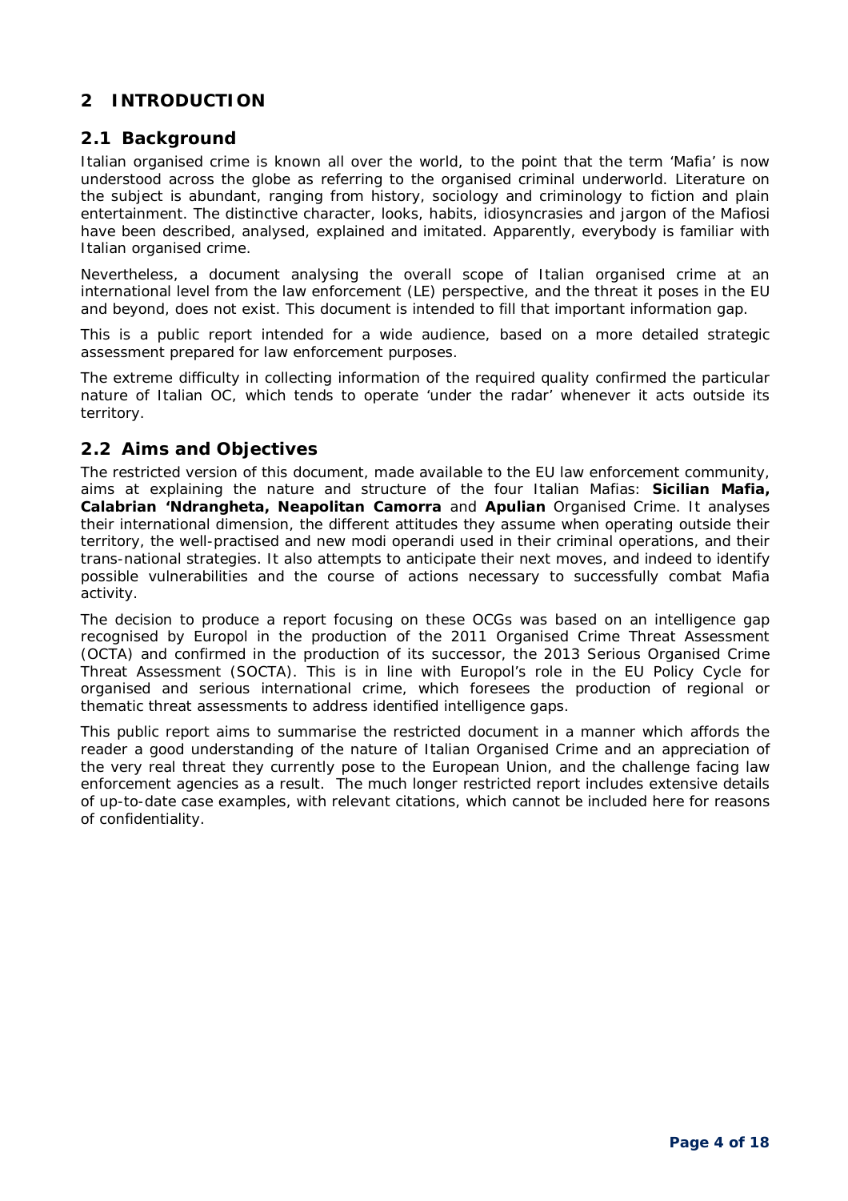# 2 INTRODUCTION

## 2.1 Background

Italian organised crime is known all over the world, to the point that the term 'Mafia' is now understood across the globe as referring to the organised criminal underworld. Literature on the subject is abundant, ranging from history, sociology and criminology to fiction and plain entertainment. The distinctive character, looks, habits, idiosyncrasies and jargon of the Mafiosi have been described, analysed, explained and imitated. Apparently, everybody is familiar with Italian organised crime.

Nevertheless, a document analysing the overall scope of Italian organised crime at an international level from the law enforcement (LE) perspective, and the threat it poses in the EU and beyond, does not exist. This document is intended to fill that important information gap.

This is a public report intended for a wide audience, based on a more detailed strategic assessment prepared for law enforcement purposes.

The extreme difficulty in collecting information of the required quality confirmed the particular nature of Italian OC, which tends to operate 'under the radar' whenever it acts outside its territory.

## 2.2 Aims and Objectives

The restricted version of this document, made available to the EU law enforcement community, aims at explaining the nature and structure of the four Italian Mafias: **Sicilian Mafia, Calabrian 'Ndrangheta, Neapolitan Camorra** and **Apulian** Organised Crime. It analyses their international dimension, the different attitudes they assume when operating outside their territory, the well-practised and new modi operandi used in their criminal operations, and their trans-national strategies. It also attempts to anticipate their next moves, and indeed to identify possible vulnerabilities and the course of actions necessary to successfully combat Mafia activity.

The decision to produce a report focusing on these OCGs was based on an intelligence gap recognised by Europol in the production of the 2011 Organised Crime Threat Assessment (OCTA) and confirmed in the production of its successor, the 2013 Serious Organised Crime Threat Assessment (SOCTA). This is in line with Europol's role in the EU Policy Cycle for organised and serious international crime, which foresees the production of regional or thematic threat assessments to address identified intelligence gaps.

This public report aims to summarise the restricted document in a manner which affords the reader a good understanding of the nature of Italian Organised Crime and an appreciation of the very real threat they currently pose to the European Union, and the challenge facing law enforcement agencies as a result. The much longer restricted report includes extensive details of up-to-date case examples, with relevant citations, which cannot be included here for reasons of confidentiality.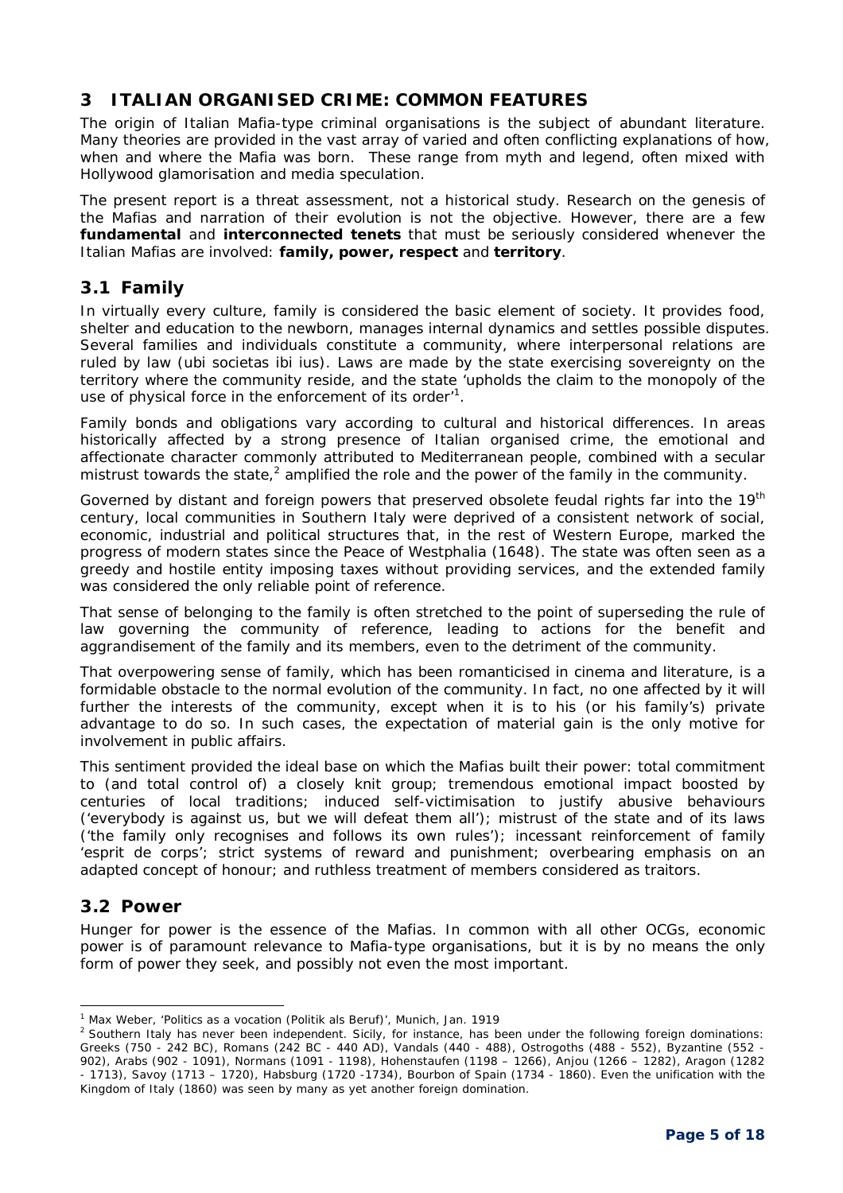## 3 ITALIAN ORGANISED CRIME: COMMON FEATURES

The origin of Italian Mafia-type criminal organisations is the subject of abundant literature. Many theories are provided in the vast array of varied and often conflicting explanations of how, when and where the Mafia was born. These range from myth and legend, often mixed with Hollywood glamorisation and media speculation.

The present report is a threat assessment, not a historical study. Research on the genesis of the Mafias and narration of their evolution is not the objective. However, there are a few **fundamental** and **interconnected tenets** that must be seriously considered whenever the Italian Mafias are involved: **family, power, respect** and **territory**.

### 3.1 Family

In virtually every culture, family is considered the basic element of society. It provides food, shelter and education to the newborn, manages internal dynamics and settles possible disputes. Several families and individuals constitute a community, where interpersonal relations are ruled by law (ubi societas ibi ius). Laws are made by the state exercising sovereignty on the territory where the community reside, and the state 'upholds the claim to the monopoly of the use of physical force in the enforcement of its order'[1].

Family bonds and obligations vary according to cultural and historical differences. In areas historically affected by a strong presence of Italian organised crime, the emotional and affectionate character commonly attributed to Mediterranean people, combined with a secular mistrust towards the state,[2] amplified the role and the power of the family in the community.

Governed by distant and foreign powers that preserved obsolete feudal rights far into the 19th century, local communities in Southern Italy were deprived of a consistent network of social, economic, industrial and political structures that, in the rest of Western Europe, marked the progress of modern states since the Peace of Westphalia (1648). The state was often seen as a greedy and hostile entity imposing taxes without providing services, and the extended family was considered the only reliable point of reference.

That sense of belonging to the family is often stretched to the point of superseding the rule of law governing the community of reference, leading to actions for the benefit and aggrandisement of the family and its members, even to the detriment of the community.

That overpowering sense of family, which has been romanticised in cinema and literature, is a formidable obstacle to the normal evolution of the community. In fact, no one affected by it will further the interests of the community, except when it is to his (or his family's) private advantage to do so. In such cases, the expectation of material gain is the only motive for involvement in public affairs.

This sentiment provided the ideal base on which the Mafias built their power: total commitment to (and total control of) a closely knit group; tremendous emotional impact boosted by centuries of local traditions; induced self-victimisation to justify abusive behaviours ('everybody is against us, but we will defeat them all'); mistrust of the state and of its laws ('the family only recognises and follows its own rules'); incessant reinforcement of family 'esprit de corps'; strict systems of reward and punishment; overbearing emphasis on an adapted concept of honour; and ruthless treatment of members considered as traitors.

### 3.2 Power

Hunger for power is the essence of the Mafias. In common with all other OCGs, economic power is of paramount relevance to Mafia-type organisations, but it is by no means the only form of power they seek, and possibly not even the most important.

---

[1] Max Weber, 'Politics as a vocation (Politik als Beruf)', Munich, Jan. 1919

[2] Southern Italy has never been independent. Sicily, for instance, has been under the following foreign dominations: Greeks (750 - 242 BC), Romans (242 BC - 440 AD), Vandals (440 - 488), Ostrogoths (488 - 552), Byzantine (552 - 902), Arabs (902 - 1091), Normans (1091 - 1198), Hohenstaufen (1198 – 1266), Anjou (1266 – 1282), Aragon (1282 - 1713), Savoy (1713 – 1720), Habsburg (1720 -1734), Bourbon of Spain (1734 - 1860). Even the unification with the Kingdom of Italy (1860) was seen by many as yet another foreign domination.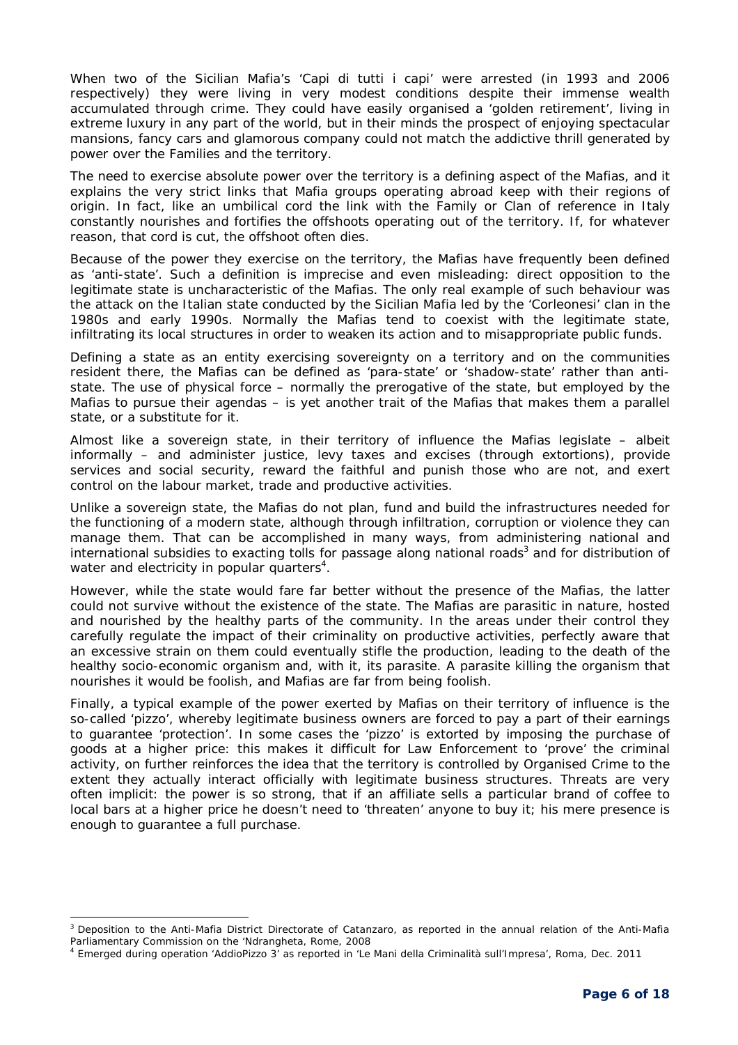When two of the Sicilian Mafia's 'Capi di tutti i capi' were arrested (in 1993 and 2006 respectively) they were living in very modest conditions despite their immense wealth accumulated through crime. They could have easily organised a 'golden retirement', living in extreme luxury in any part of the world, but in their minds the prospect of enjoying spectacular mansions, fancy cars and glamorous company could not match the addictive thrill generated by power over the Families and the territory.

The need to exercise absolute power over the territory is a defining aspect of the Mafias, and it explains the very strict links that Mafia groups operating abroad keep with their regions of origin. In fact, like an umbilical cord the link with the Family or Clan of reference in Italy constantly nourishes and fortifies the offshoots operating out of the territory. If, for whatever reason, that cord is cut, the offshoot often dies.

Because of the power they exercise on the territory, the Mafias have frequently been defined as 'anti-state'. Such a definition is imprecise and even misleading: direct opposition to the legitimate state is uncharacteristic of the Mafias. The only real example of such behaviour was the attack on the Italian state conducted by the Sicilian Mafia led by the 'Corleonesi' clan in the 1980s and early 1990s. Normally the Mafias tend to coexist with the legitimate state, infiltrating its local structures in order to weaken its action and to misappropriate public funds.

Defining a state as an entity exercising sovereignty on a territory and on the communities resident there, the Mafias can be defined as 'para-state' or 'shadow-state' rather than anti-state. The use of physical force – normally the prerogative of the state, but employed by the Mafias to pursue their agendas – is yet another trait of the Mafias that makes them a parallel state, or a substitute for it.

Almost like a sovereign state, in their territory of influence the Mafias legislate – albeit informally – and administer justice, levy taxes and excises (through extortions), provide services and social security, reward the faithful and punish those who are not, and exert control on the labour market, trade and productive activities.

Unlike a sovereign state, the Mafias do not plan, fund and build the infrastructures needed for the functioning of a modern state, although through infiltration, corruption or violence they can manage them. That can be accomplished in many ways, from administering national and international subsidies to exacting tolls for passage along national roads[3] and for distribution of water and electricity in popular quarters[4].

However, while the state would fare far better without the presence of the Mafias, the latter could not survive without the existence of the state. The Mafias are parasitic in nature, hosted and nourished by the healthy parts of the community. In the areas under their control they carefully regulate the impact of their criminality on productive activities, perfectly aware that an excessive strain on them could eventually stifle the production, leading to the death of the healthy socio-economic organism and, with it, its parasite. A parasite killing the organism that nourishes it would be foolish, and Mafias are far from being foolish.

Finally, a typical example of the power exerted by Mafias on their territory of influence is the so-called 'pizzo', whereby legitimate business owners are forced to pay a part of their earnings to guarantee 'protection'. In some cases the 'pizzo' is extorted by imposing the purchase of goods at a higher price: this makes it difficult for Law Enforcement to 'prove' the criminal activity, on further reinforces the idea that the territory is controlled by Organised Crime to the extent they actually interact officially with legitimate business structures. Threats are very often implicit: the power is so strong, that if an affiliate sells a particular brand of coffee to local bars at a higher price he doesn't need to 'threaten' anyone to buy it; his mere presence is enough to guarantee a full purchase.

---

[3] Deposition to the Anti-Mafia District Directorate of Catanzaro, as reported in the annual relation of the Anti-Mafia Parliamentary Commission on the 'Ndrangheta, Rome, 2008

[4] Emerged during operation 'AddioPizzo 3' as reported in 'Le Mani della Criminalità sull'Impresa', Roma, Dec. 2011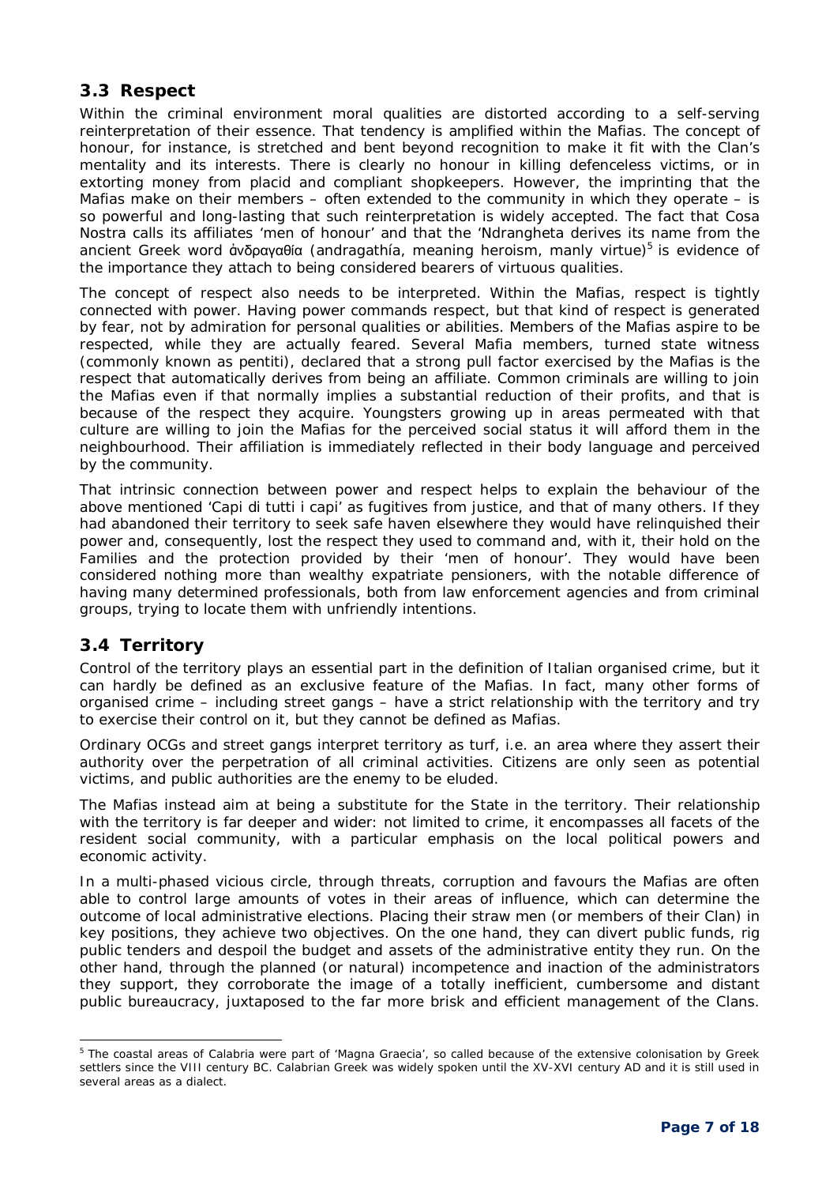## 3.3 Respect

Within the criminal environment moral qualities are distorted according to a self-serving reinterpretation of their essence. That tendency is amplified within the Mafias. The concept of honour, for instance, is stretched and bent beyond recognition to make it fit with the Clan's mentality and its interests. There is clearly no honour in killing defenceless victims, or in extorting money from placid and compliant shopkeepers. However, the imprinting that the Mafias make on their members – often extended to the community in which they operate – is so powerful and long-lasting that such reinterpretation is widely accepted. The fact that Cosa Nostra calls its affiliates 'men of honour' and that the 'Ndrangheta derives its name from the ancient Greek word ἀνδραγαθία (andragathía, meaning heroism, manly virtue)[5] is evidence of the importance they attach to being considered bearers of virtuous qualities.

The concept of respect also needs to be interpreted. Within the Mafias, respect is tightly connected with power. Having power commands respect, but that kind of respect is generated by fear, not by admiration for personal qualities or abilities. Members of the Mafias aspire to be respected, while they are actually feared. Several Mafia members, turned state witness (commonly known as pentiti), declared that a strong pull factor exercised by the Mafias is the respect that automatically derives from being an affiliate. Common criminals are willing to join the Mafias even if that normally implies a substantial reduction of their profits, and that is because of the respect they acquire. Youngsters growing up in areas permeated with that culture are willing to join the Mafias for the perceived social status it will afford them in the neighbourhood. Their affiliation is immediately reflected in their body language and perceived by the community.

That intrinsic connection between power and respect helps to explain the behaviour of the above mentioned 'Capi di tutti i capi' as fugitives from justice, and that of many others. If they had abandoned their territory to seek safe haven elsewhere they would have relinquished their power and, consequently, lost the respect they used to command and, with it, their hold on the Families and the protection provided by their 'men of honour'. They would have been considered nothing more than wealthy expatriate pensioners, with the notable difference of having many determined professionals, both from law enforcement agencies and from criminal groups, trying to locate them with unfriendly intentions.

## 3.4 Territory

Control of the territory plays an essential part in the definition of Italian organised crime, but it can hardly be defined as an exclusive feature of the Mafias. In fact, many other forms of organised crime – including street gangs – have a strict relationship with the territory and try to exercise their control on it, but they cannot be defined as Mafias.

Ordinary OCGs and street gangs interpret territory as turf, i.e. an area where they assert their authority over the perpetration of all criminal activities. Citizens are only seen as potential victims, and public authorities are the enemy to be eluded.

The Mafias instead aim at being a substitute for the State in the territory. Their relationship with the territory is far deeper and wider: not limited to crime, it encompasses all facets of the resident social community, with a particular emphasis on the local political powers and economic activity.

In a multi-phased vicious circle, through threats, corruption and favours the Mafias are often able to control large amounts of votes in their areas of influence, which can determine the outcome of local administrative elections. Placing their straw men (or members of their Clan) in key positions, they achieve two objectives. On the one hand, they can divert public funds, rig public tenders and despoil the budget and assets of the administrative entity they run. On the other hand, through the planned (or natural) incompetence and inaction of the administrators they support, they corroborate the image of a totally inefficient, cumbersome and distant public bureaucracy, juxtaposed to the far more brisk and efficient management of the Clans.

---

[5] The coastal areas of Calabria were part of 'Magna Graecia', so called because of the extensive colonisation by Greek settlers since the VIII century BC. Calabrian Greek was widely spoken until the XV-XVI century AD and it is still used in several areas as a dialect.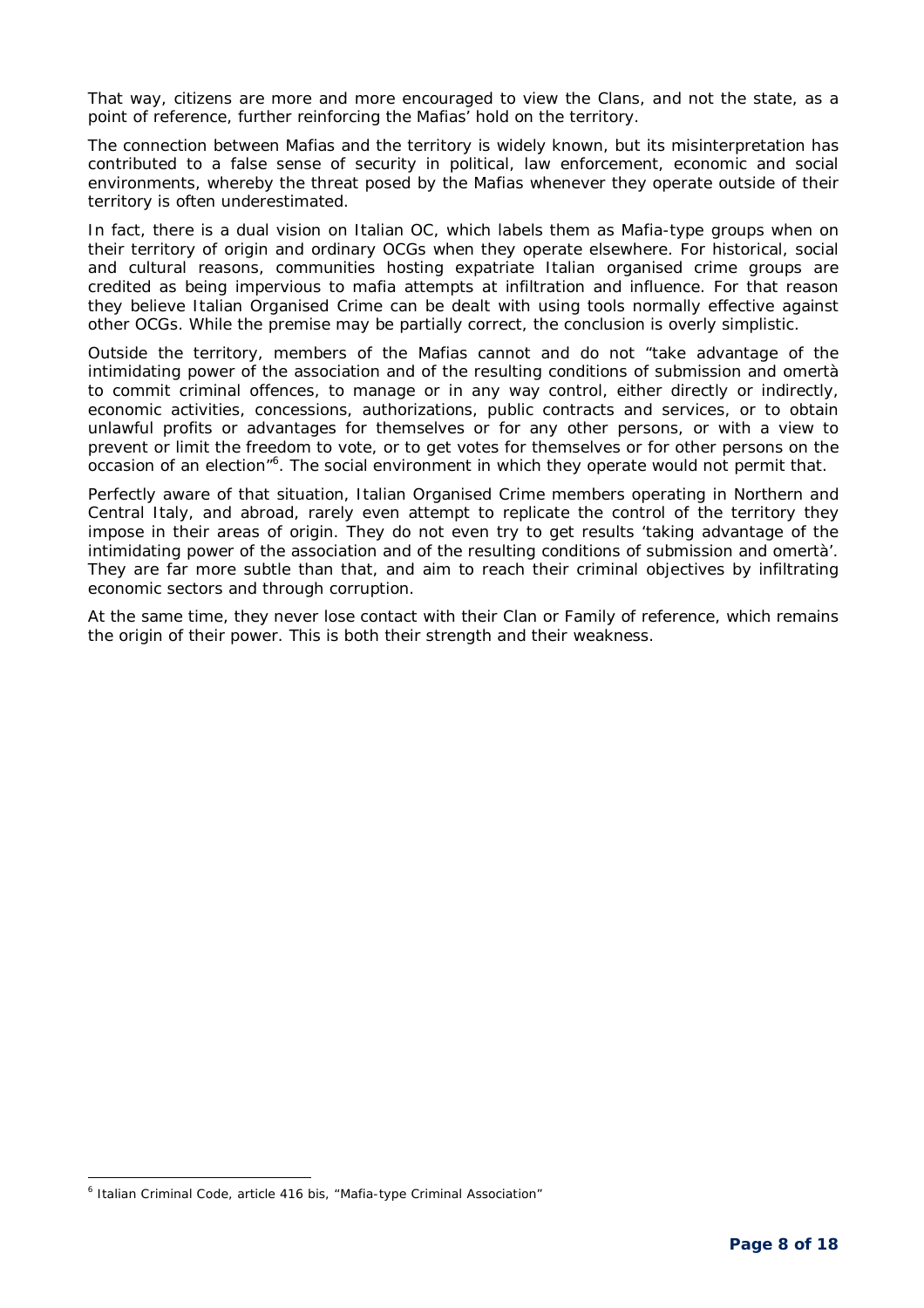That way, citizens are more and more encouraged to view the Clans, and not the state, as a point of reference, further reinforcing the Mafias' hold on the territory.

The connection between Mafias and the territory is widely known, but its misinterpretation has contributed to a false sense of security in political, law enforcement, economic and social environments, whereby the threat posed by the Mafias whenever they operate outside of their territory is often underestimated.

In fact, there is a dual vision on Italian OC, which labels them as Mafia-type groups when on their territory of origin and ordinary OCGs when they operate elsewhere. For historical, social and cultural reasons, communities hosting expatriate Italian organised crime groups are credited as being impervious to mafia attempts at infiltration and influence. For that reason they believe Italian Organised Crime can be dealt with using tools normally effective against other OCGs. While the premise may be partially correct, the conclusion is overly simplistic.

Outside the territory, members of the Mafias cannot and do not "take advantage of the intimidating power of the association and of the resulting conditions of submission and omertà to commit criminal offences, to manage or in any way control, either directly or indirectly, economic activities, concessions, authorizations, public contracts and services, or to obtain unlawful profits or advantages for themselves or for any other persons, or with a view to prevent or limit the freedom to vote, or to get votes for themselves or for other persons on the occasion of an election"[6]. The social environment in which they operate would not permit that.

Perfectly aware of that situation, Italian Organised Crime members operating in Northern and Central Italy, and abroad, rarely even attempt to replicate the control of the territory they impose in their areas of origin. They do not even try to get results 'taking advantage of the intimidating power of the association and of the resulting conditions of submission and omertà'. They are far more subtle than that, and aim to reach their criminal objectives by infiltrating economic sectors and through corruption.

At the same time, they never lose contact with their Clan or Family of reference, which remains the origin of their power. This is both their strength and their weakness.

---

[6] Italian Criminal Code, article 416 bis, "Mafia-type Criminal Association"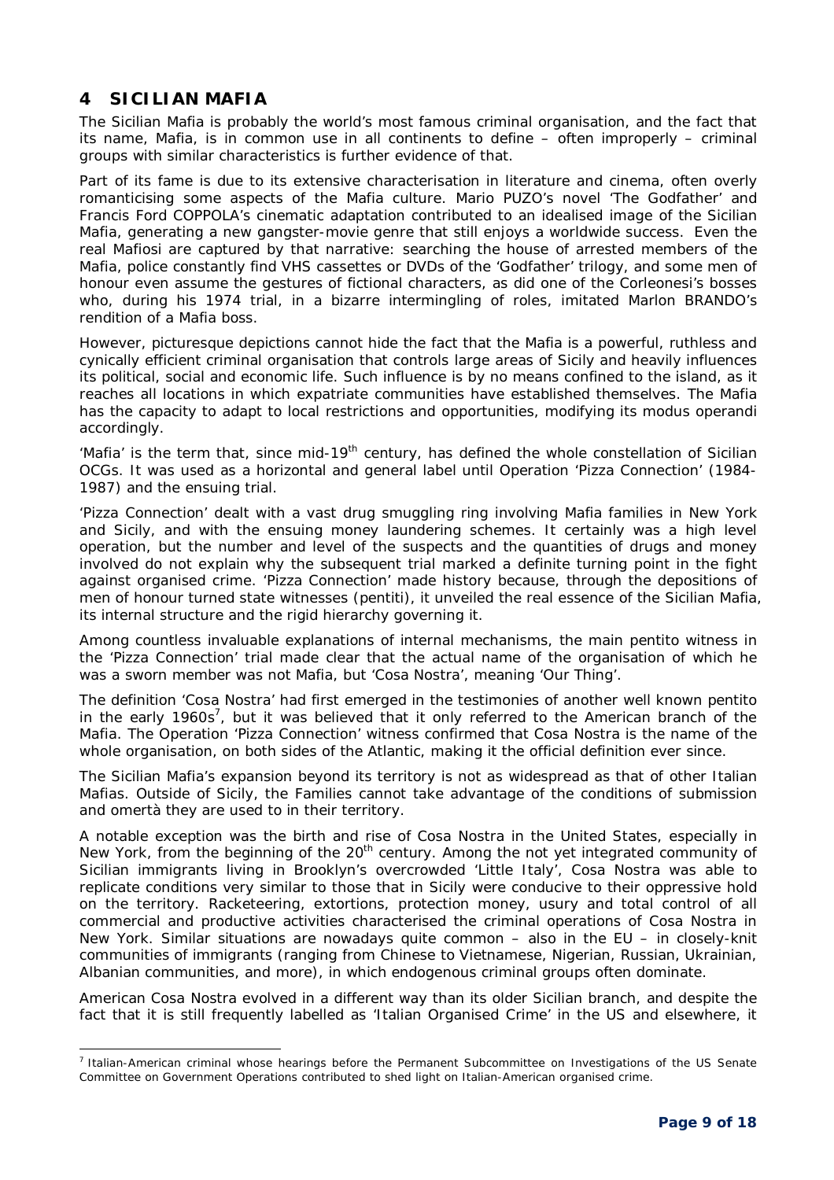## 4 SICILIAN MAFIA

The Sicilian Mafia is probably the world's most famous criminal organisation, and the fact that its name, Mafia, is in common use in all continents to define – often improperly – criminal groups with similar characteristics is further evidence of that.

Part of its fame is due to its extensive characterisation in literature and cinema, often overly romanticising some aspects of the Mafia culture. Mario PUZO's novel 'The Godfather' and Francis Ford COPPOLA's cinematic adaptation contributed to an idealised image of the Sicilian Mafia, generating a new gangster-movie genre that still enjoys a worldwide success. Even the real Mafiosi are captured by that narrative: searching the house of arrested members of the Mafia, police constantly find VHS cassettes or DVDs of the 'Godfather' trilogy, and some men of honour even assume the gestures of fictional characters, as did one of the Corleonesi's bosses who, during his 1974 trial, in a bizarre intermingling of roles, imitated Marlon BRANDO's rendition of a Mafia boss.

However, picturesque depictions cannot hide the fact that the Mafia is a powerful, ruthless and cynically efficient criminal organisation that controls large areas of Sicily and heavily influences its political, social and economic life. Such influence is by no means confined to the island, as it reaches all locations in which expatriate communities have established themselves. The Mafia has the capacity to adapt to local restrictions and opportunities, modifying its modus operandi accordingly.

'Mafia' is the term that, since mid-19th century, has defined the whole constellation of Sicilian OCGs. It was used as a horizontal and general label until Operation 'Pizza Connection' (1984-1987) and the ensuing trial.

'Pizza Connection' dealt with a vast drug smuggling ring involving Mafia families in New York and Sicily, and with the ensuing money laundering schemes. It certainly was a high level operation, but the number and level of the suspects and the quantities of drugs and money involved do not explain why the subsequent trial marked a definite turning point in the fight against organised crime. 'Pizza Connection' made history because, through the depositions of men of honour turned state witnesses (pentiti), it unveiled the real essence of the Sicilian Mafia, its internal structure and the rigid hierarchy governing it.

Among countless invaluable explanations of internal mechanisms, the main pentito witness in the 'Pizza Connection' trial made clear that the actual name of the organisation of which he was a sworn member was not Mafia, but 'Cosa Nostra', meaning 'Our Thing'.

The definition 'Cosa Nostra' had first emerged in the testimonies of another well known pentito in the early 1960s[7], but it was believed that it only referred to the American branch of the Mafia. The Operation 'Pizza Connection' witness confirmed that Cosa Nostra is the name of the whole organisation, on both sides of the Atlantic, making it the official definition ever since.

The Sicilian Mafia's expansion beyond its territory is not as widespread as that of other Italian Mafias. Outside of Sicily, the Families cannot take advantage of the conditions of submission and omertà they are used to in their territory.

A notable exception was the birth and rise of Cosa Nostra in the United States, especially in New York, from the beginning of the 20th century. Among the not yet integrated community of Sicilian immigrants living in Brooklyn's overcrowded 'Little Italy', Cosa Nostra was able to replicate conditions very similar to those that in Sicily were conducive to their oppressive hold on the territory. Racketeering, extortions, protection money, usury and total control of all commercial and productive activities characterised the criminal operations of Cosa Nostra in New York. Similar situations are nowadays quite common – also in the EU – in closely-knit communities of immigrants (ranging from Chinese to Vietnamese, Nigerian, Russian, Ukrainian, Albanian communities, and more), in which endogenous criminal groups often dominate.

American Cosa Nostra evolved in a different way than its older Sicilian branch, and despite the fact that it is still frequently labelled as 'Italian Organised Crime' in the US and elsewhere, it

[7] Italian-American criminal whose hearings before the Permanent Subcommittee on Investigations of the US Senate Committee on Government Operations contributed to shed light on Italian-American organised crime.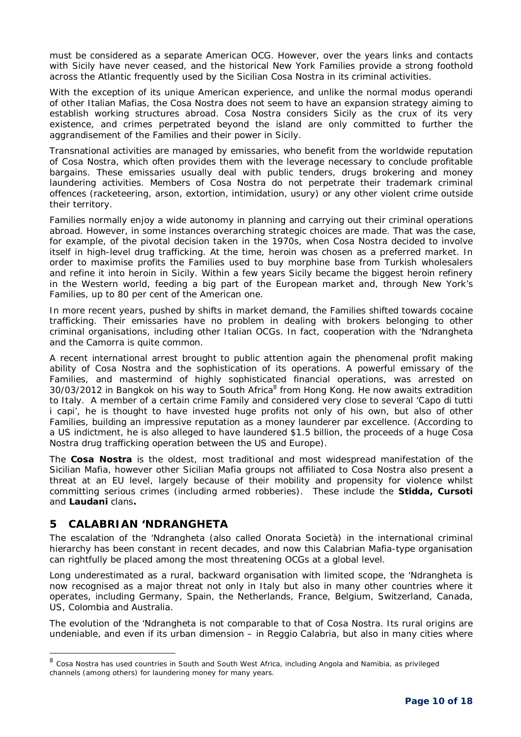must be considered as a separate American OCG. However, over the years links and contacts with Sicily have never ceased, and the historical New York Families provide a strong foothold across the Atlantic frequently used by the Sicilian Cosa Nostra in its criminal activities.

With the exception of its unique American experience, and unlike the normal modus operandi of other Italian Mafias, the Cosa Nostra does not seem to have an expansion strategy aiming to establish working structures abroad. Cosa Nostra considers Sicily as the crux of its very existence, and crimes perpetrated beyond the island are only committed to further the aggrandisement of the Families and their power in Sicily.

Transnational activities are managed by emissaries, who benefit from the worldwide reputation of Cosa Nostra, which often provides them with the leverage necessary to conclude profitable bargains. These emissaries usually deal with public tenders, drugs brokering and money laundering activities. Members of Cosa Nostra do not perpetrate their trademark criminal offences (racketeering, arson, extortion, intimidation, usury) or any other violent crime outside their territory.

Families normally enjoy a wide autonomy in planning and carrying out their criminal operations abroad. However, in some instances overarching strategic choices are made. That was the case, for example, of the pivotal decision taken in the 1970s, when Cosa Nostra decided to involve itself in high-level drug trafficking. At the time, heroin was chosen as a preferred market. In order to maximise profits the Families used to buy morphine base from Turkish wholesalers and refine it into heroin in Sicily. Within a few years Sicily became the biggest heroin refinery in the Western world, feeding a big part of the European market and, through New York's Families, up to 80 per cent of the American one.

In more recent years, pushed by shifts in market demand, the Families shifted towards cocaine trafficking. Their emissaries have no problem in dealing with brokers belonging to other criminal organisations, including other Italian OCGs. In fact, cooperation with the 'Ndrangheta and the Camorra is quite common.

A recent international arrest brought to public attention again the phenomenal profit making ability of Cosa Nostra and the sophistication of its operations. A powerful emissary of the Families, and mastermind of highly sophisticated financial operations, was arrested on 30/03/2012 in Bangkok on his way to South Africa[8] from Hong Kong. He now awaits extradition to Italy. A member of a certain crime Family and considered very close to several '*Capo di tutti i capi*', he is thought to have invested huge profits not only of his own, but also of other Families, building an impressive reputation as a money launderer par excellence. (According to a US indictment, he is also alleged to have laundered $1.5 billion, the proceeds of a huge Cosa Nostra drug trafficking operation between the US and Europe).

The **Cosa Nostra** is the oldest, most traditional and most widespread manifestation of the Sicilian Mafia, however other Sicilian Mafia groups not affiliated to Cosa Nostra also present a threat at an EU level, largely because of their mobility and propensity for violence whilst committing serious crimes (including armed robberies). These include the **Stidda, Cursoti** and **Laudani** clans**.**

## 5 CALABRIAN 'NDRANGHETA

The escalation of the 'Ndrangheta (also called Onorata Società) in the international criminal hierarchy has been constant in recent decades, and now this Calabrian Mafia-type organisation can rightfully be placed among the most threatening OCGs at a global level.

Long underestimated as a rural, backward organisation with limited scope, the 'Ndrangheta is now recognised as a major threat not only in Italy but also in many other countries where it operates, including Germany, Spain, the Netherlands, France, Belgium, Switzerland, Canada, US, Colombia and Australia.

The evolution of the 'Ndrangheta is not comparable to that of Cosa Nostra. Its rural origins are undeniable, and even if its urban dimension – in Reggio Calabria, but also in many cities where

[8] Cosa Nostra has used countries in South and South West Africa, including Angola and Namibia, as privileged channels (among others) for laundering money for many years.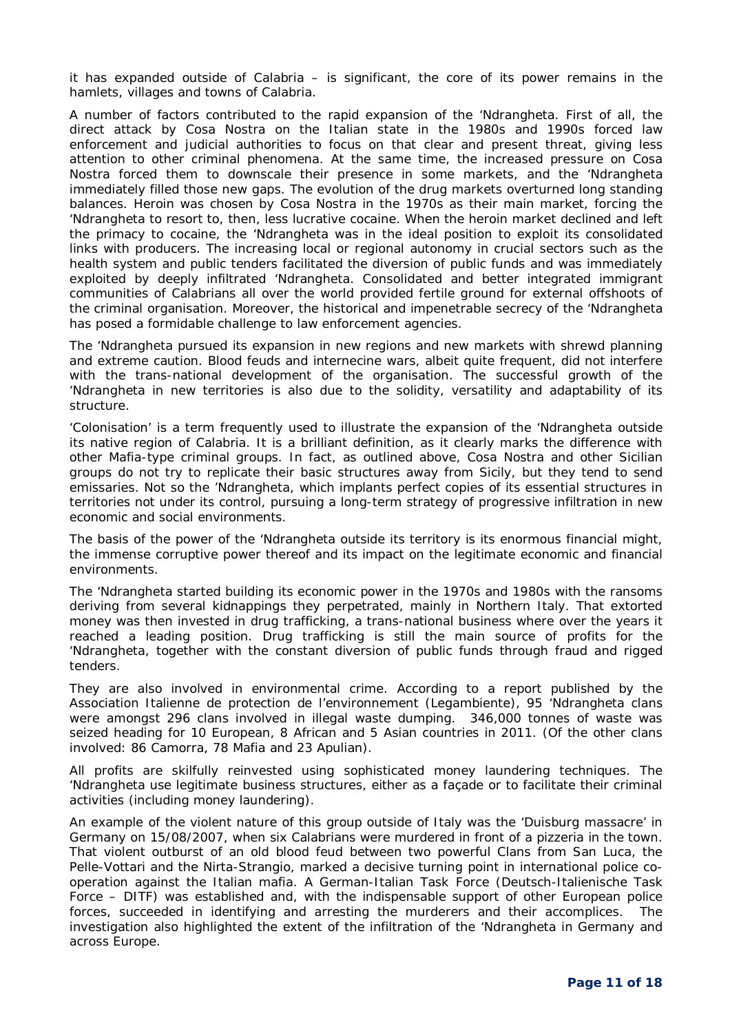it has expanded outside of Calabria – is significant, the core of its power remains in the hamlets, villages and towns of Calabria.

A number of factors contributed to the rapid expansion of the 'Ndrangheta. First of all, the direct attack by Cosa Nostra on the Italian state in the 1980s and 1990s forced law enforcement and judicial authorities to focus on that clear and present threat, giving less attention to other criminal phenomena. At the same time, the increased pressure on Cosa Nostra forced them to downscale their presence in some markets, and the 'Ndrangheta immediately filled those new gaps. The evolution of the drug markets overturned long standing balances. Heroin was chosen by Cosa Nostra in the 1970s as their main market, forcing the 'Ndrangheta to resort to, then, less lucrative cocaine. When the heroin market declined and left the primacy to cocaine, the 'Ndrangheta was in the ideal position to exploit its consolidated links with producers. The increasing local or regional autonomy in crucial sectors such as the health system and public tenders facilitated the diversion of public funds and was immediately exploited by deeply infiltrated 'Ndrangheta. Consolidated and better integrated immigrant communities of Calabrians all over the world provided fertile ground for external offshoots of the criminal organisation. Moreover, the historical and impenetrable secrecy of the 'Ndrangheta has posed a formidable challenge to law enforcement agencies.

The 'Ndrangheta pursued its expansion in new regions and new markets with shrewd planning and extreme caution. Blood feuds and internecine wars, albeit quite frequent, did not interfere with the trans-national development of the organisation. The successful growth of the 'Ndrangheta in new territories is also due to the solidity, versatility and adaptability of its structure.

'Colonisation' is a term frequently used to illustrate the expansion of the 'Ndrangheta outside its native region of Calabria. It is a brilliant definition, as it clearly marks the difference with other Mafia-type criminal groups. In fact, as outlined above, Cosa Nostra and other Sicilian groups do not try to replicate their basic structures away from Sicily, but they tend to send emissaries. Not so the 'Ndrangheta, which implants perfect copies of its essential structures in territories not under its control, pursuing a long-term strategy of progressive infiltration in new economic and social environments.

The basis of the power of the 'Ndrangheta outside its territory is its enormous financial might, the immense corruptive power thereof and its impact on the legitimate economic and financial environments.

The 'Ndrangheta started building its economic power in the 1970s and 1980s with the ransoms deriving from several kidnappings they perpetrated, mainly in Northern Italy. That extorted money was then invested in drug trafficking, a trans-national business where over the years it reached a leading position. Drug trafficking is still the main source of profits for the 'Ndrangheta, together with the constant diversion of public funds through fraud and rigged tenders.

They are also involved in environmental crime. According to a report published by the Association Italienne de protection de l'environnement (Legambiente), 95 'Ndrangheta clans were amongst 296 clans involved in illegal waste dumping. 346,000 tonnes of waste was seized heading for 10 European, 8 African and 5 Asian countries in 2011. (Of the other clans involved: 86 Camorra, 78 Mafia and 23 Apulian).

All profits are skilfully reinvested using sophisticated money laundering techniques. The 'Ndrangheta use legitimate business structures, either as a façade or to facilitate their criminal activities (including money laundering).

An example of the violent nature of this group outside of Italy was the 'Duisburg massacre' in Germany on 15/08/2007, when six Calabrians were murdered in front of a pizzeria in the town. That violent outburst of an old blood feud between two powerful Clans from San Luca, the Pelle-Vottari and the Nirta-Strangio, marked a decisive turning point in international police co-operation against the Italian mafia. A German-Italian Task Force (Deutsch-Italienische Task Force – DITF) was established and, with the indispensable support of other European police forces, succeeded in identifying and arresting the murderers and their accomplices. The investigation also highlighted the extent of the infiltration of the 'Ndrangheta in Germany and across Europe.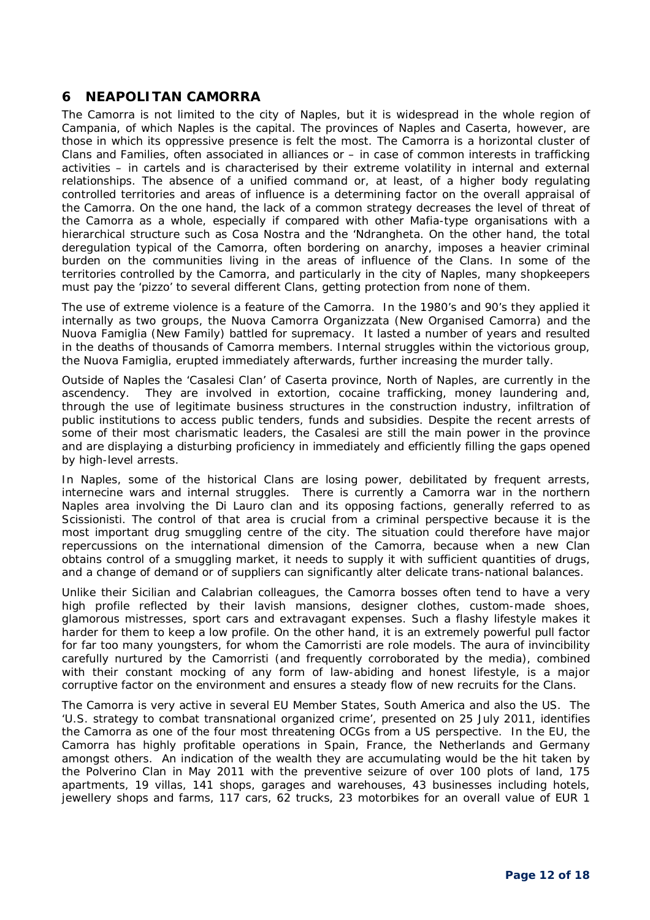## 6 NEAPOLITAN CAMORRA

The Camorra is not limited to the city of Naples, but it is widespread in the whole region of Campania, of which Naples is the capital. The provinces of Naples and Caserta, however, are those in which its oppressive presence is felt the most. The Camorra is a horizontal cluster of Clans and Families, often associated in alliances or – in case of common interests in trafficking activities – in cartels and is characterised by their extreme volatility in internal and external relationships. The absence of a unified command or, at least, of a higher body regulating controlled territories and areas of influence is a determining factor on the overall appraisal of the Camorra. On the one hand, the lack of a common strategy decreases the level of threat of the Camorra as a whole, especially if compared with other Mafia-type organisations with a hierarchical structure such as Cosa Nostra and the 'Ndrangheta. On the other hand, the total deregulation typical of the Camorra, often bordering on anarchy, imposes a heavier criminal burden on the communities living in the areas of influence of the Clans. In some of the territories controlled by the Camorra, and particularly in the city of Naples, many shopkeepers must pay the 'pizzo' to several different Clans, getting protection from none of them.

The use of extreme violence is a feature of the Camorra. In the 1980's and 90's they applied it internally as two groups, the Nuova Camorra Organizzata (New Organised Camorra) and the Nuova Famiglia (New Family) battled for supremacy. It lasted a number of years and resulted in the deaths of thousands of Camorra members. Internal struggles within the victorious group, the Nuova Famiglia, erupted immediately afterwards, further increasing the murder tally.

Outside of Naples the 'Casalesi Clan' of Caserta province, North of Naples, are currently in the ascendency. They are involved in extortion, cocaine trafficking, money laundering and, through the use of legitimate business structures in the construction industry, infiltration of public institutions to access public tenders, funds and subsidies. Despite the recent arrests of some of their most charismatic leaders, the Casalesi are still the main power in the province and are displaying a disturbing proficiency in immediately and efficiently filling the gaps opened by high-level arrests.

In Naples, some of the historical Clans are losing power, debilitated by frequent arrests, internecine wars and internal struggles. There is currently a Camorra war in the northern Naples area involving the Di Lauro clan and its opposing factions, generally referred to as Scissionisti. The control of that area is crucial from a criminal perspective because it is the most important drug smuggling centre of the city. The situation could therefore have major repercussions on the international dimension of the Camorra, because when a new Clan obtains control of a smuggling market, it needs to supply it with sufficient quantities of drugs, and a change of demand or of suppliers can significantly alter delicate trans-national balances.

Unlike their Sicilian and Calabrian colleagues, the Camorra bosses often tend to have a very high profile reflected by their lavish mansions, designer clothes, custom-made shoes, glamorous mistresses, sport cars and extravagant expenses. Such a flashy lifestyle makes it harder for them to keep a low profile. On the other hand, it is an extremely powerful pull factor for far too many youngsters, for whom the Camorristi are role models. The aura of invincibility carefully nurtured by the Camorristi (and frequently corroborated by the media), combined with their constant mocking of any form of law-abiding and honest lifestyle, is a major corruptive factor on the environment and ensures a steady flow of new recruits for the Clans.

The Camorra is very active in several EU Member States, South America and also the US. The 'U.S. strategy to combat transnational organized crime', presented on 25 July 2011, identifies the Camorra as one of the four most threatening OCGs from a US perspective. In the EU, the Camorra has highly profitable operations in Spain, France, the Netherlands and Germany amongst others. An indication of the wealth they are accumulating would be the hit taken by the Polverino Clan in May 2011 with the preventive seizure of over 100 plots of land, 175 apartments, 19 villas, 141 shops, garages and warehouses, 43 businesses including hotels, jewellery shops and farms, 117 cars, 62 trucks, 23 motorbikes for an overall value of EUR 1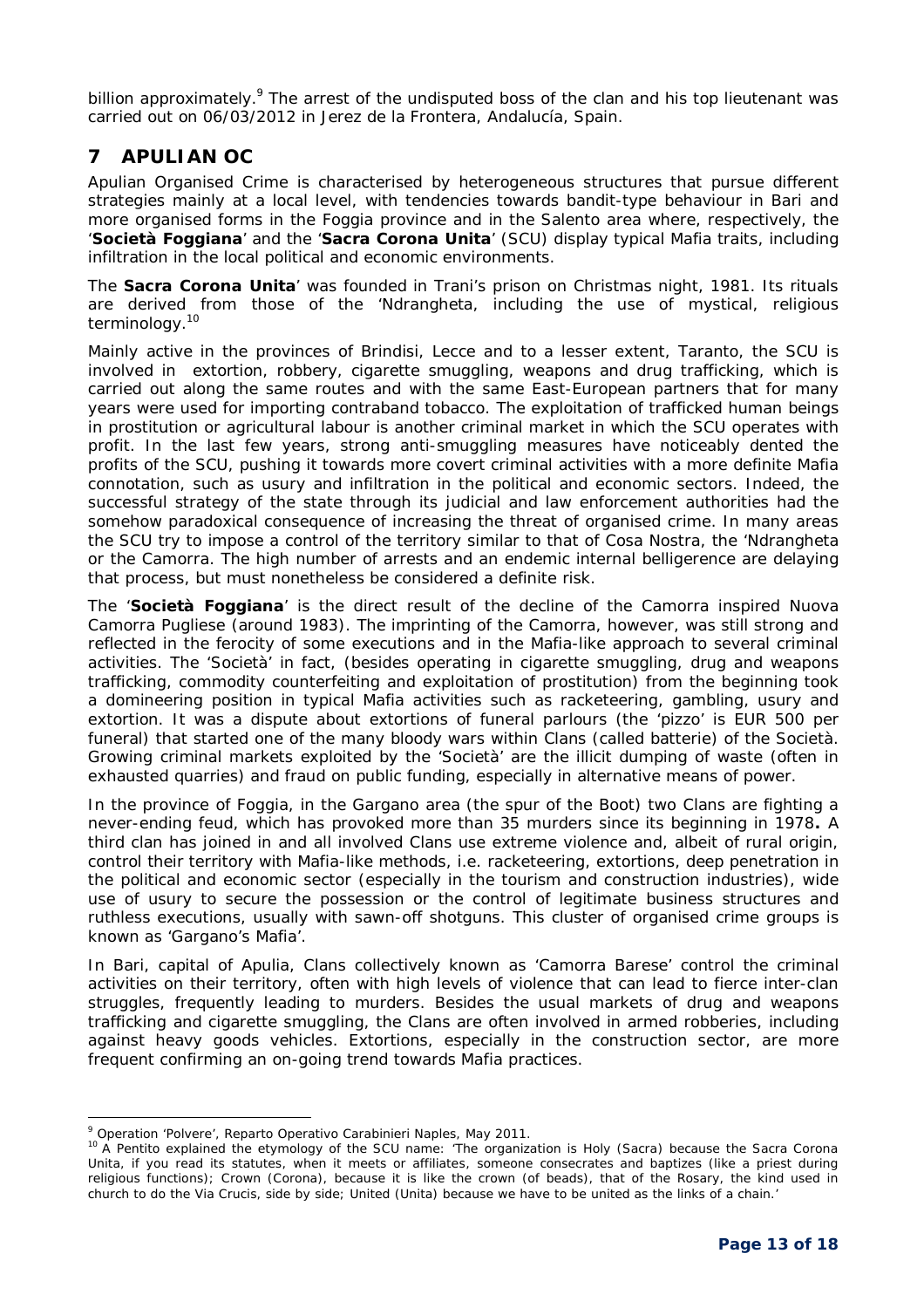billion approximately.[9] The arrest of the undisputed boss of the clan and his top lieutenant was carried out on 06/03/2012 in Jerez de la Frontera, Andalucía, Spain.

# 7 APULIAN OC

Apulian Organised Crime is characterised by heterogeneous structures that pursue different strategies mainly at a local level, with tendencies towards bandit-type behaviour in Bari and more organised forms in the Foggia province and in the Salento area where, respectively, the '**Società Foggiana**' and the '**Sacra Corona Unita**' (SCU) display typical Mafia traits, including infiltration in the local political and economic environments.

The **Sacra Corona Unita**' was founded in Trani's prison on Christmas night, 1981. Its rituals are derived from those of the 'Ndrangheta, including the use of mystical, religious terminology.[10]

Mainly active in the provinces of Brindisi, Lecce and to a lesser extent, Taranto, the SCU is involved in extortion, robbery, cigarette smuggling, weapons and drug trafficking, which is carried out along the same routes and with the same East-European partners that for many years were used for importing contraband tobacco. The exploitation of trafficked human beings in prostitution or agricultural labour is another criminal market in which the SCU operates with profit. In the last few years, strong anti-smuggling measures have noticeably dented the profits of the SCU, pushing it towards more covert criminal activities with a more definite Mafia connotation, such as usury and infiltration in the political and economic sectors. Indeed, the successful strategy of the state through its judicial and law enforcement authorities had the somehow paradoxical consequence of increasing the threat of organised crime. In many areas the SCU try to impose a control of the territory similar to that of Cosa Nostra, the 'Ndrangheta or the Camorra. The high number of arrests and an endemic internal belligerence are delaying that process, but must nonetheless be considered a definite risk.

The '**Società Foggiana**' is the direct result of the decline of the Camorra inspired Nuova Camorra Pugliese (around 1983). The imprinting of the Camorra, however, was still strong and reflected in the ferocity of some executions and in the Mafia-like approach to several criminal activities. The 'Società' in fact, (besides operating in cigarette smuggling, drug and weapons trafficking, commodity counterfeiting and exploitation of prostitution) from the beginning took a domineering position in typical Mafia activities such as racketeering, gambling, usury and extortion. It was a dispute about extortions of funeral parlours (the 'pizzo' is EUR 500 per funeral) that started one of the many bloody wars within Clans (called batterie) of the Società. Growing criminal markets exploited by the 'Società' are the illicit dumping of waste (often in exhausted quarries) and fraud on public funding, especially in alternative means of power.

In the province of Foggia, in the Gargano area (the spur of the Boot) two Clans are fighting a never-ending feud, which has provoked more than 35 murders since its beginning in 1978**.** A third clan has joined in and all involved Clans use extreme violence and, albeit of rural origin, control their territory with Mafia-like methods, i.e. racketeering, extortions, deep penetration in the political and economic sector (especially in the tourism and construction industries), wide use of usury to secure the possession or the control of legitimate business structures and ruthless executions, usually with sawn-off shotguns. This cluster of organised crime groups is known as 'Gargano's Mafia'.

In Bari, capital of Apulia, Clans collectively known as 'Camorra Barese' control the criminal activities on their territory, often with high levels of violence that can lead to fierce inter-clan struggles, frequently leading to murders. Besides the usual markets of drug and weapons trafficking and cigarette smuggling, the Clans are often involved in armed robberies, including against heavy goods vehicles. Extortions, especially in the construction sector, are more frequent confirming an on-going trend towards Mafia practices.

---

[9] Operation 'Polvere', Reparto Operativo Carabinieri Naples, May 2011.

[10] A Pentito explained the etymology of the SCU name: 'The organization is Holy (Sacra) because the Sacra Corona Unita, if you read its statutes, when it meets or affiliates, someone consecrates and baptizes (like a priest during religious functions); Crown (Corona), because it is like the crown (of beads), that of the Rosary, the kind used in church to do the Via Crucis, side by side; United (Unita) because we have to be united as the links of a chain.'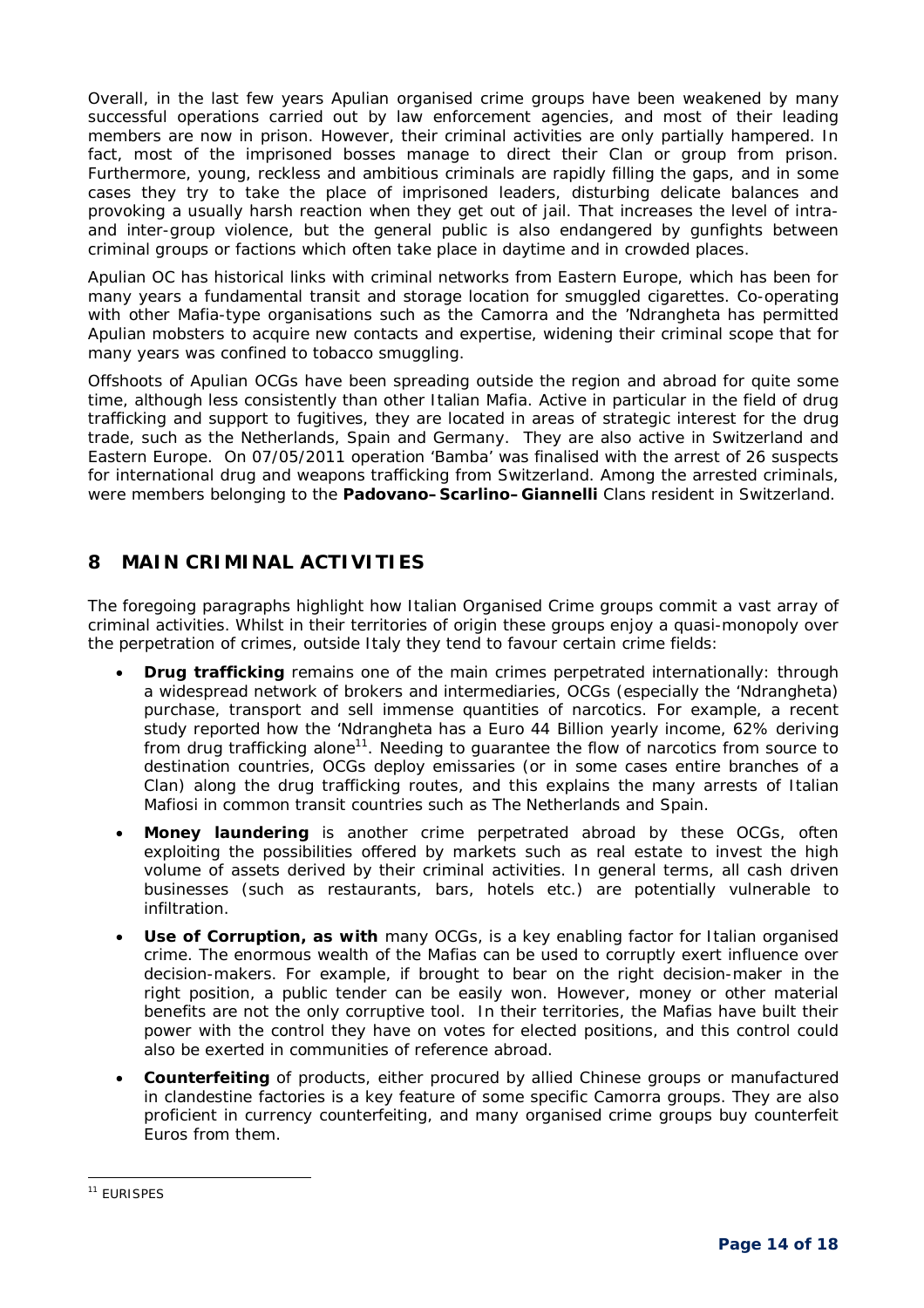Overall, in the last few years Apulian organised crime groups have been weakened by many successful operations carried out by law enforcement agencies, and most of their leading members are now in prison. However, their criminal activities are only partially hampered. In fact, most of the imprisoned bosses manage to direct their Clan or group from prison. Furthermore, young, reckless and ambitious criminals are rapidly filling the gaps, and in some cases they try to take the place of imprisoned leaders, disturbing delicate balances and provoking a usually harsh reaction when they get out of jail. That increases the level of intra- and inter-group violence, but the general public is also endangered by gunfights between criminal groups or factions which often take place in daytime and in crowded places.

Apulian OC has historical links with criminal networks from Eastern Europe, which has been for many years a fundamental transit and storage location for smuggled cigarettes. Co-operating with other Mafia-type organisations such as the Camorra and the 'Ndrangheta has permitted Apulian mobsters to acquire new contacts and expertise, widening their criminal scope that for many years was confined to tobacco smuggling.

Offshoots of Apulian OCGs have been spreading outside the region and abroad for quite some time, although less consistently than other Italian Mafia. Active in particular in the field of drug trafficking and support to fugitives, they are located in areas of strategic interest for the drug trade, such as the Netherlands, Spain and Germany. They are also active in Switzerland and Eastern Europe. On 07/05/2011 operation 'Bamba' was finalised with the arrest of 26 suspects for international drug and weapons trafficking from Switzerland. Among the arrested criminals, were members belonging to the **Padovano–Scarlino–Giannelli** Clans resident in Switzerland.

## 8 MAIN CRIMINAL ACTIVITIES

The foregoing paragraphs highlight how Italian Organised Crime groups commit a vast array of criminal activities. Whilst in their territories of origin these groups enjoy a quasi-monopoly over the perpetration of crimes, outside Italy they tend to favour certain crime fields:

- **Drug trafficking** remains one of the main crimes perpetrated internationally: through a widespread network of brokers and intermediaries, OCGs (especially the 'Ndrangheta) purchase, transport and sell immense quantities of narcotics. For example, a recent study reported how the 'Ndrangheta has a Euro 44 Billion yearly income, 62% deriving from drug trafficking alone[11]. Needing to guarantee the flow of narcotics from source to destination countries, OCGs deploy emissaries (or in some cases entire branches of a Clan) along the drug trafficking routes, and this explains the many arrests of Italian Mafiosi in common transit countries such as The Netherlands and Spain.
- **Money laundering** is another crime perpetrated abroad by these OCGs, often exploiting the possibilities offered by markets such as real estate to invest the high volume of assets derived by their criminal activities. In general terms, all cash driven businesses (such as restaurants, bars, hotels etc.) are potentially vulnerable to infiltration.
- **Use of Corruption, as with** many OCGs, is a key enabling factor for Italian organised crime. The enormous wealth of the Mafias can be used to corruptly exert influence over decision-makers. For example, if brought to bear on the right decision-maker in the right position, a public tender can be easily won. However, money or other material benefits are not the only corruptive tool. In their territories, the Mafias have built their power with the control they have on votes for elected positions, and this control could also be exerted in communities of reference abroad.
- **Counterfeiting** of products, either procured by allied Chinese groups or manufactured in clandestine factories is a key feature of some specific Camorra groups. They are also proficient in currency counterfeiting, and many organised crime groups buy counterfeit Euros from them.

[11] EURISPES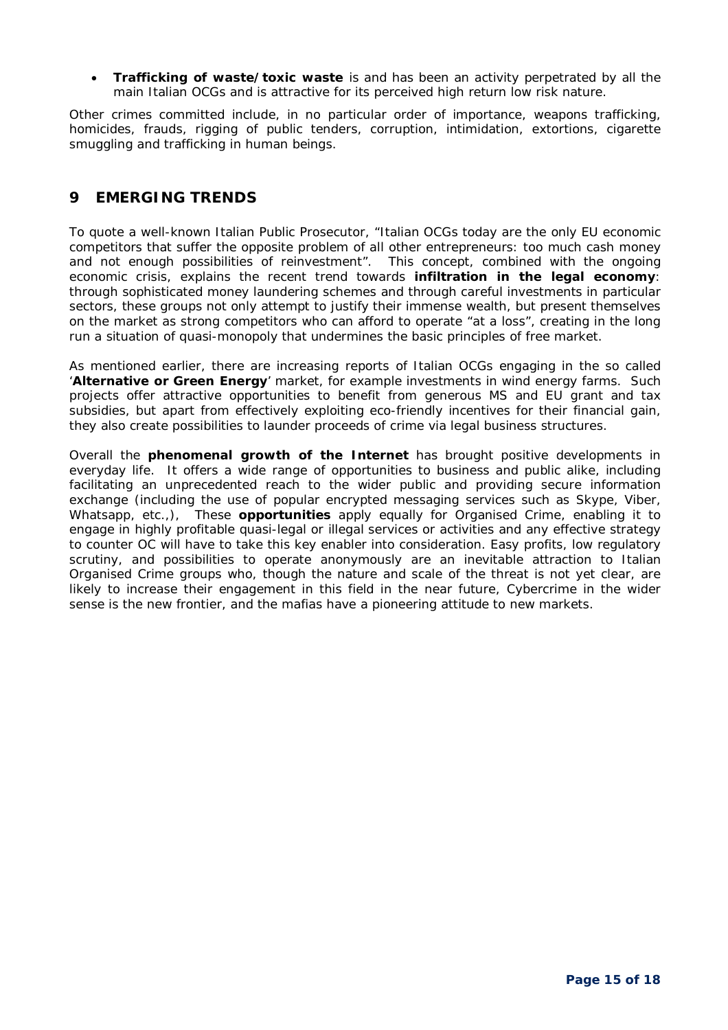- **Trafficking of waste/toxic waste** is and has been an activity perpetrated by all the main Italian OCGs and is attractive for its perceived high return low risk nature.

Other crimes committed include, in no particular order of importance, weapons trafficking, homicides, frauds, rigging of public tenders, corruption, intimidation, extortions, cigarette smuggling and trafficking in human beings.

# 9 EMERGING TRENDS

To quote a well-known Italian Public Prosecutor, "Italian OCGs today are the only EU economic competitors that suffer the opposite problem of all other entrepreneurs: too much cash money and not enough possibilities of reinvestment". This concept, combined with the ongoing economic crisis, explains the recent trend towards **infiltration in the legal economy**: through sophisticated money laundering schemes and through careful investments in particular sectors, these groups not only attempt to justify their immense wealth, but present themselves on the market as strong competitors who can afford to operate "at a loss", creating in the long run a situation of quasi-monopoly that undermines the basic principles of free market.

As mentioned earlier, there are increasing reports of Italian OCGs engaging in the so called '**Alternative or Green Energy**' market, for example investments in wind energy farms. Such projects offer attractive opportunities to benefit from generous MS and EU grant and tax subsidies, but apart from effectively exploiting eco-friendly incentives for their financial gain, they also create possibilities to launder proceeds of crime via legal business structures.

Overall the **phenomenal growth of the Internet** has brought positive developments in everyday life. It offers a wide range of opportunities to business and public alike, including facilitating an unprecedented reach to the wider public and providing secure information exchange (including the use of popular encrypted messaging services such as Skype, Viber, Whatsapp, etc.,), These **opportunities** apply equally for Organised Crime, enabling it to engage in highly profitable quasi-legal or illegal services or activities and any effective strategy to counter OC will have to take this key enabler into consideration. Easy profits, low regulatory scrutiny, and possibilities to operate anonymously are an inevitable attraction to Italian Organised Crime groups who, though the nature and scale of the threat is not yet clear, are likely to increase their engagement in this field in the near future, Cybercrime in the wider sense is the new frontier, and the mafias have a pioneering attitude to new markets.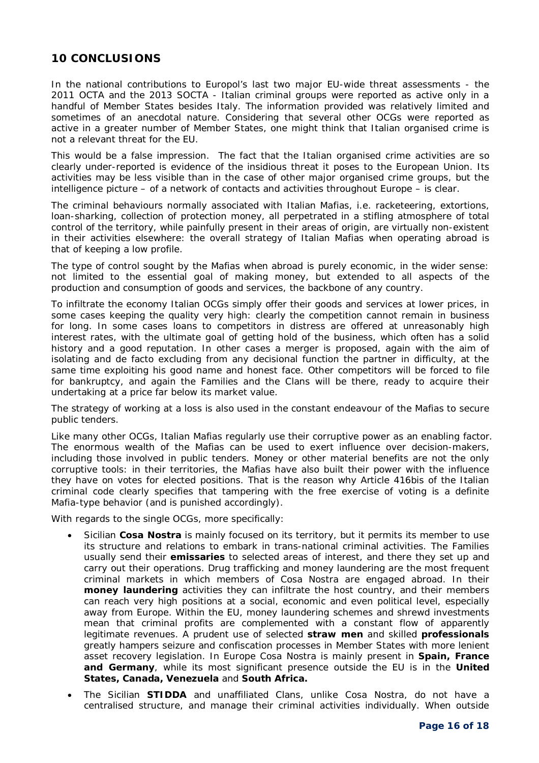## 10 CONCLUSIONS

In the national contributions to Europol's last two major EU-wide threat assessments - the 2011 OCTA and the 2013 SOCTA - Italian criminal groups were reported as active only in a handful of Member States besides Italy. The information provided was relatively limited and sometimes of an anecdotal nature. Considering that several other OCGs were reported as active in a greater number of Member States, one might think that Italian organised crime is not a relevant threat for the EU.

This would be a false impression. The fact that the Italian organised crime activities are so clearly under-reported is evidence of the insidious threat it poses to the European Union. Its activities may be less visible than in the case of other major organised crime groups, but the intelligence picture – of a network of contacts and activities throughout Europe – is clear.

The criminal behaviours normally associated with Italian Mafias, i.e. racketeering, extortions, loan-sharking, collection of protection money, all perpetrated in a stifling atmosphere of total control of the territory, while painfully present in their areas of origin, are virtually non-existent in their activities elsewhere: the overall strategy of Italian Mafias when operating abroad is that of keeping a low profile.

The type of control sought by the Mafias when abroad is purely economic, in the wider sense: not limited to the essential goal of making money, but extended to all aspects of the production and consumption of goods and services, the backbone of any country.

To infiltrate the economy Italian OCGs simply offer their goods and services at lower prices, in some cases keeping the quality very high: clearly the competition cannot remain in business for long. In some cases loans to competitors in distress are offered at unreasonably high interest rates, with the ultimate goal of getting hold of the business, which often has a solid history and a good reputation. In other cases a merger is proposed, again with the aim of isolating and de facto excluding from any decisional function the partner in difficulty, at the same time exploiting his good name and honest face. Other competitors will be forced to file for bankruptcy, and again the Families and the Clans will be there, ready to acquire their undertaking at a price far below its market value.

The strategy of working at a loss is also used in the constant endeavour of the Mafias to secure public tenders.

Like many other OCGs, Italian Mafias regularly use their corruptive power as an enabling factor. The enormous wealth of the Mafias can be used to exert influence over decision-makers, including those involved in public tenders. Money or other material benefits are not the only corruptive tools: in their territories, the Mafias have also built their power with the influence they have on votes for elected positions. That is the reason why Article 416bis of the Italian criminal code clearly specifies that tampering with the free exercise of voting is a definite Mafia-type behavior (and is punished accordingly).

With regards to the single OCGs, more specifically:

- Sicilian **Cosa Nostra** is mainly focused on its territory, but it permits its member to use its structure and relations to embark in trans-national criminal activities. The Families usually send their **emissaries** to selected areas of interest, and there they set up and carry out their operations. Drug trafficking and money laundering are the most frequent criminal markets in which members of Cosa Nostra are engaged abroad. In their **money laundering** activities they can infiltrate the host country, and their members can reach very high positions at a social, economic and even political level, especially away from Europe. Within the EU, money laundering schemes and shrewd investments mean that criminal profits are complemented with a constant flow of apparently legitimate revenues. A prudent use of selected **straw men** and skilled **professionals** greatly hampers seizure and confiscation processes in Member States with more lenient asset recovery legislation. In Europe Cosa Nostra is mainly present in **Spain, France and Germany**, while its most significant presence outside the EU is in the **United States, Canada, Venezuela** and **South Africa.**
- The Sicilian **STIDDA** and unaffiliated Clans, unlike Cosa Nostra, do not have a centralised structure, and manage their criminal activities individually. When outside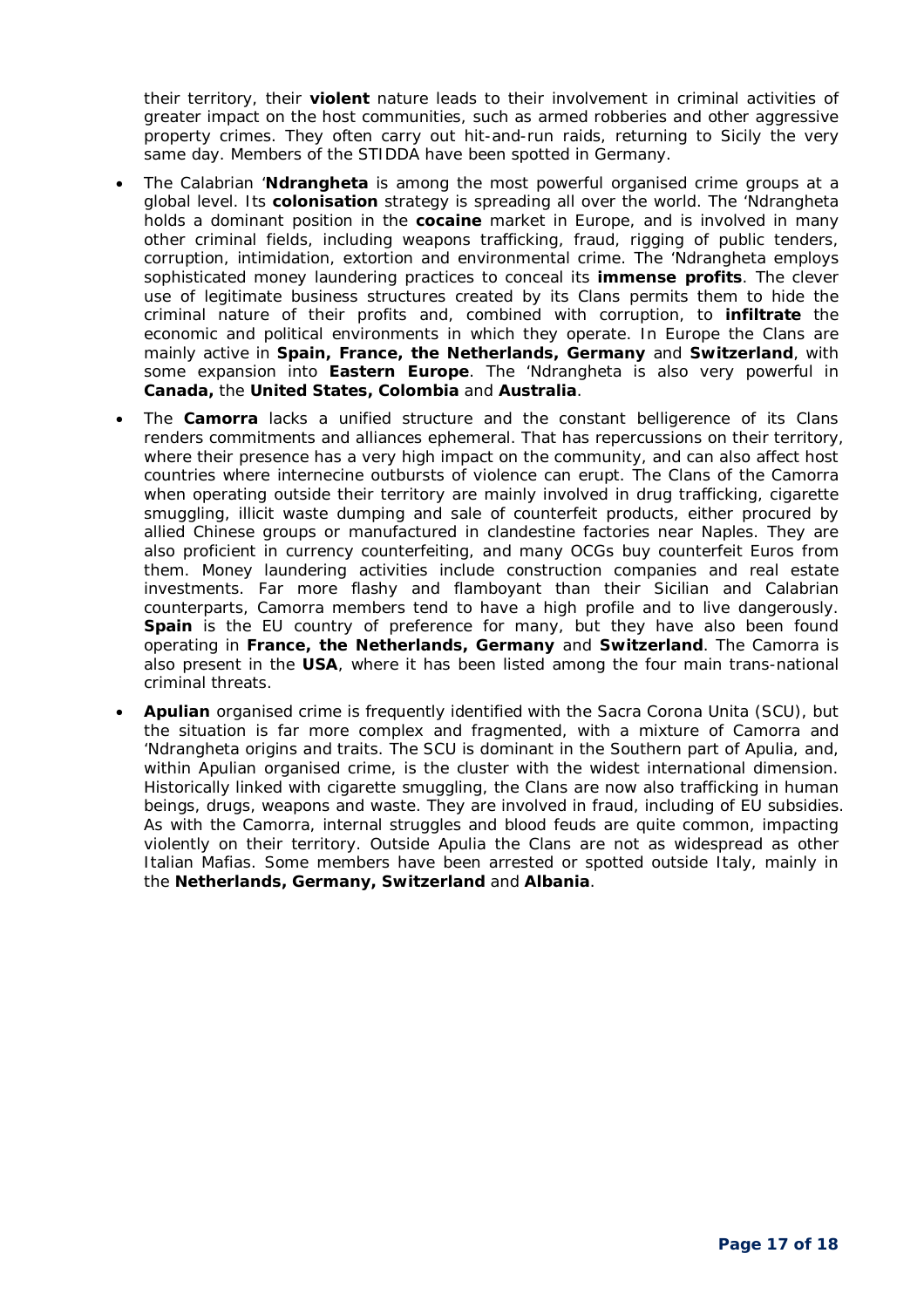their territory, their **violent** nature leads to their involvement in criminal activities of greater impact on the host communities, such as armed robberies and other aggressive property crimes. They often carry out hit-and-run raids, returning to Sicily the very same day. Members of the STIDDA have been spotted in Germany.

- The Calabrian '**Ndrangheta** is among the most powerful organised crime groups at a global level. Its **colonisation** strategy is spreading all over the world. The 'Ndrangheta holds a dominant position in the **cocaine** market in Europe, and is involved in many other criminal fields, including weapons trafficking, fraud, rigging of public tenders, corruption, intimidation, extortion and environmental crime. The 'Ndrangheta employs sophisticated money laundering practices to conceal its **immense profits**. The clever use of legitimate business structures created by its Clans permits them to hide the criminal nature of their profits and, combined with corruption, to **infiltrate** the economic and political environments in which they operate. In Europe the Clans are mainly active in **Spain, France, the Netherlands, Germany** and **Switzerland**, with some expansion into **Eastern Europe**. The 'Ndrangheta is also very powerful in **Canada,** the **United States, Colombia** and **Australia**.
- The **Camorra** lacks a unified structure and the constant belligerence of its Clans renders commitments and alliances ephemeral. That has repercussions on their territory, where their presence has a very high impact on the community, and can also affect host countries where internecine outbursts of violence can erupt. The Clans of the Camorra when operating outside their territory are mainly involved in drug trafficking, cigarette smuggling, illicit waste dumping and sale of counterfeit products, either procured by allied Chinese groups or manufactured in clandestine factories near Naples. They are also proficient in currency counterfeiting, and many OCGs buy counterfeit Euros from them. Money laundering activities include construction companies and real estate investments. Far more flashy and flamboyant than their Sicilian and Calabrian counterparts, Camorra members tend to have a high profile and to live dangerously. **Spain** is the EU country of preference for many, but they have also been found operating in **France, the Netherlands, Germany** and **Switzerland**. The Camorra is also present in the **USA**, where it has been listed among the four main trans-national criminal threats.
- **Apulian** organised crime is frequently identified with the Sacra Corona Unita (SCU), but the situation is far more complex and fragmented, with a mixture of Camorra and 'Ndrangheta origins and traits. The SCU is dominant in the Southern part of Apulia, and, within Apulian organised crime, is the cluster with the widest international dimension. Historically linked with cigarette smuggling, the Clans are now also trafficking in human beings, drugs, weapons and waste. They are involved in fraud, including of EU subsidies. As with the Camorra, internal struggles and blood feuds are quite common, impacting violently on their territory. Outside Apulia the Clans are not as widespread as other Italian Mafias. Some members have been arrested or spotted outside Italy, mainly in the **Netherlands, Germany, Switzerland** and **Albania**.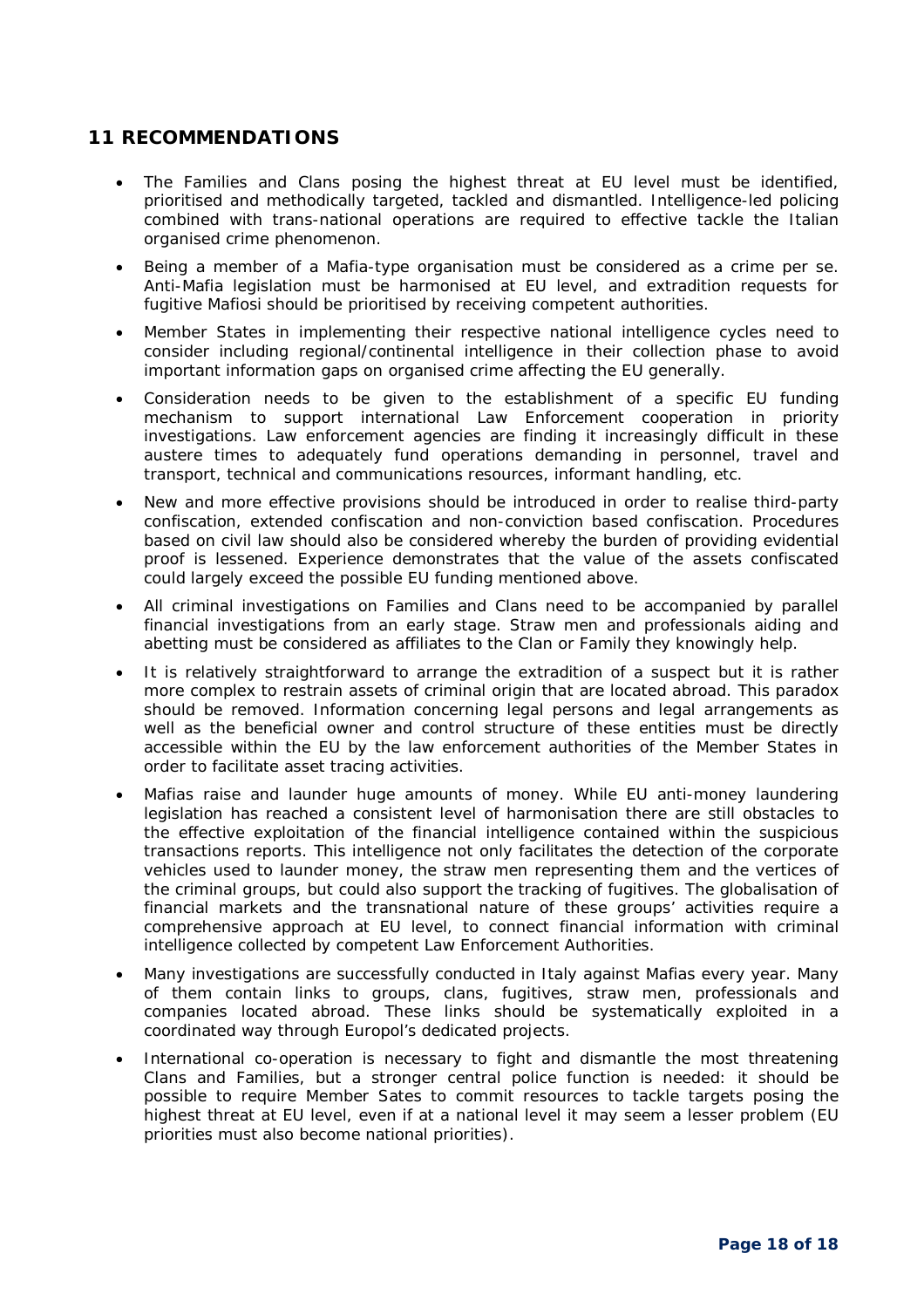## 11 RECOMMENDATIONS

- The Families and Clans posing the highest threat at EU level must be identified, prioritised and methodically targeted, tackled and dismantled. Intelligence-led policing combined with trans-national operations are required to effective tackle the Italian organised crime phenomenon.
- Being a member of a Mafia-type organisation must be considered as a crime per se. Anti-Mafia legislation must be harmonised at EU level, and extradition requests for fugitive Mafiosi should be prioritised by receiving competent authorities.
- Member States in implementing their respective national intelligence cycles need to consider including regional/continental intelligence in their collection phase to avoid important information gaps on organised crime affecting the EU generally.
- Consideration needs to be given to the establishment of a specific EU funding mechanism to support international Law Enforcement cooperation in priority investigations. Law enforcement agencies are finding it increasingly difficult in these austere times to adequately fund operations demanding in personnel, travel and transport, technical and communications resources, informant handling, etc.
- New and more effective provisions should be introduced in order to realise third-party confiscation, extended confiscation and non-conviction based confiscation. Procedures based on civil law should also be considered whereby the burden of providing evidential proof is lessened. Experience demonstrates that the value of the assets confiscated could largely exceed the possible EU funding mentioned above.
- All criminal investigations on Families and Clans need to be accompanied by parallel financial investigations from an early stage. Straw men and professionals aiding and abetting must be considered as affiliates to the Clan or Family they knowingly help.
- It is relatively straightforward to arrange the extradition of a suspect but it is rather more complex to restrain assets of criminal origin that are located abroad. This paradox should be removed. Information concerning legal persons and legal arrangements as well as the beneficial owner and control structure of these entities must be directly accessible within the EU by the law enforcement authorities of the Member States in order to facilitate asset tracing activities.
- Mafias raise and launder huge amounts of money. While EU anti-money laundering legislation has reached a consistent level of harmonisation there are still obstacles to the effective exploitation of the financial intelligence contained within the suspicious transactions reports. This intelligence not only facilitates the detection of the corporate vehicles used to launder money, the straw men representing them and the vertices of the criminal groups, but could also support the tracking of fugitives. The globalisation of financial markets and the transnational nature of these groups' activities require a comprehensive approach at EU level, to connect financial information with criminal intelligence collected by competent Law Enforcement Authorities.
- Many investigations are successfully conducted in Italy against Mafias every year. Many of them contain links to groups, clans, fugitives, straw men, professionals and companies located abroad. These links should be systematically exploited in a coordinated way through Europol's dedicated projects.
- International co-operation is necessary to fight and dismantle the most threatening Clans and Families, but a stronger central police function is needed: it should be possible to require Member Sates to commit resources to tackle targets posing the highest threat at EU level, even if at a national level it may seem a lesser problem (EU priorities must also become national priorities).